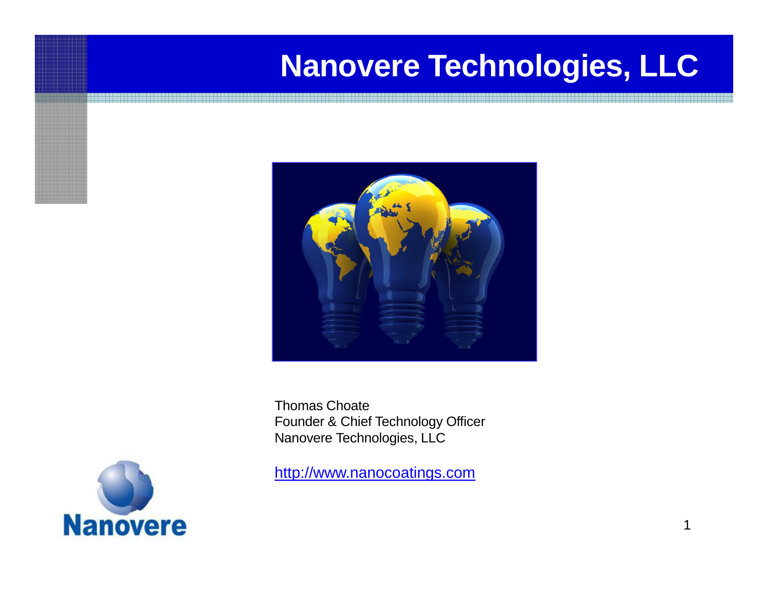# Nanovere Technologies, LLC

Thomas Choate
Founder & Chief Technology Officer
Nanovere Technologies, LLC

http://www.nanocoatings.com

Nanovere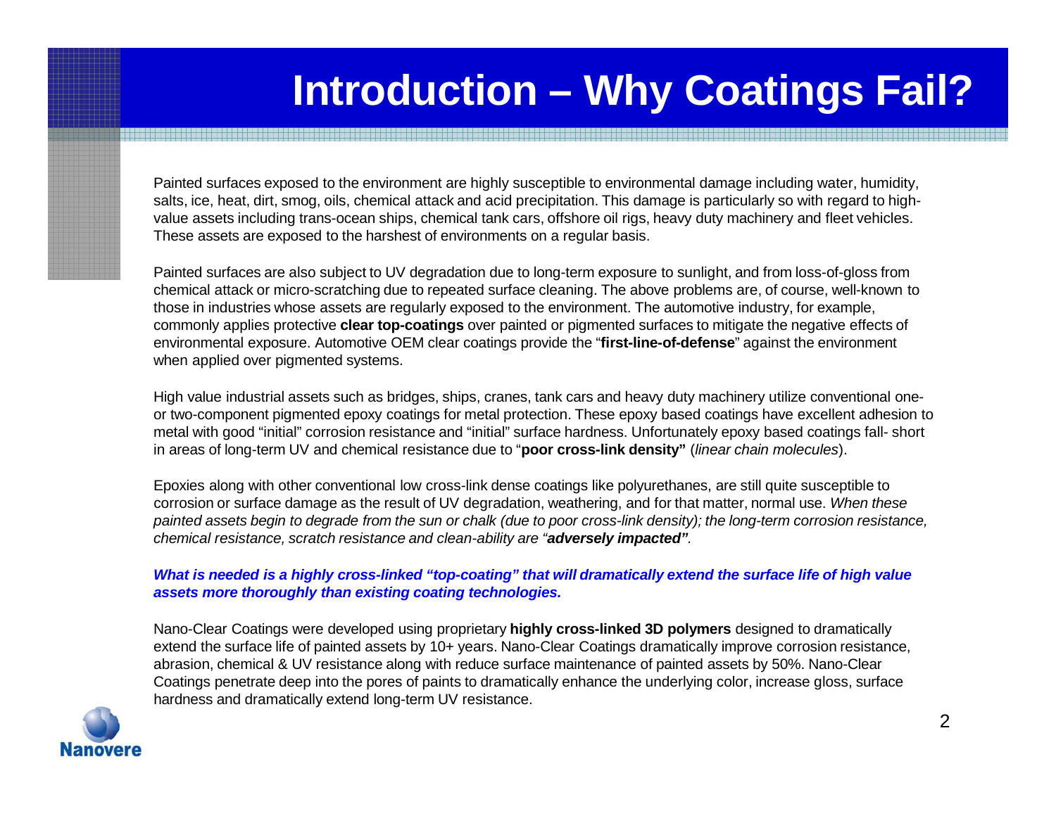# Introduction – Why Coatings Fail?

Painted surfaces exposed to the environment are highly susceptible to environmental damage including water, humidity, salts, ice, heat, dirt, smog, oils, chemical attack and acid precipitation. This damage is particularly so with regard to high-value assets including trans-ocean ships, chemical tank cars, offshore oil rigs, heavy duty machinery and fleet vehicles. These assets are exposed to the harshest of environments on a regular basis.

Painted surfaces are also subject to UV degradation due to long-term exposure to sunlight, and from loss-of-gloss from chemical attack or micro-scratching due to repeated surface cleaning. The above problems are, of course, well-known to those in industries whose assets are regularly exposed to the environment. The automotive industry, for example, commonly applies protective **clear top-coatings** over painted or pigmented surfaces to mitigate the negative effects of environmental exposure. Automotive OEM clear coatings provide the "**first-line-of-defense**" against the environment when applied over pigmented systems.

High value industrial assets such as bridges, ships, cranes, tank cars and heavy duty machinery utilize conventional one- or two-component pigmented epoxy coatings for metal protection. These epoxy based coatings have excellent adhesion to metal with good "initial" corrosion resistance and "initial" surface hardness. Unfortunately epoxy based coatings fall- short in areas of long-term UV and chemical resistance due to "**poor cross-link density"** (*linear chain molecules*).

Epoxies along with other conventional low cross-link dense coatings like polyurethanes, are still quite susceptible to corrosion or surface damage as the result of UV degradation, weathering, and for that matter, normal use. *When these painted assets begin to degrade from the sun or chalk (due to poor cross-link density); the long-term corrosion resistance, chemical resistance, scratch resistance and clean-ability are "**adversely impacted"**.*

***What is needed is a highly cross-linked "top-coating" that will dramatically extend the surface life of high value assets more thoroughly than existing coating technologies.***

Nano-Clear Coatings were developed using proprietary **highly cross-linked 3D polymers** designed to dramatically extend the surface life of painted assets by 10+ years. Nano-Clear Coatings dramatically improve corrosion resistance, abrasion, chemical & UV resistance along with reduce surface maintenance of painted assets by 50%. Nano-Clear Coatings penetrate deep into the pores of paints to dramatically enhance the underlying color, increase gloss, surface hardness and dramatically extend long-term UV resistance.

Nanovere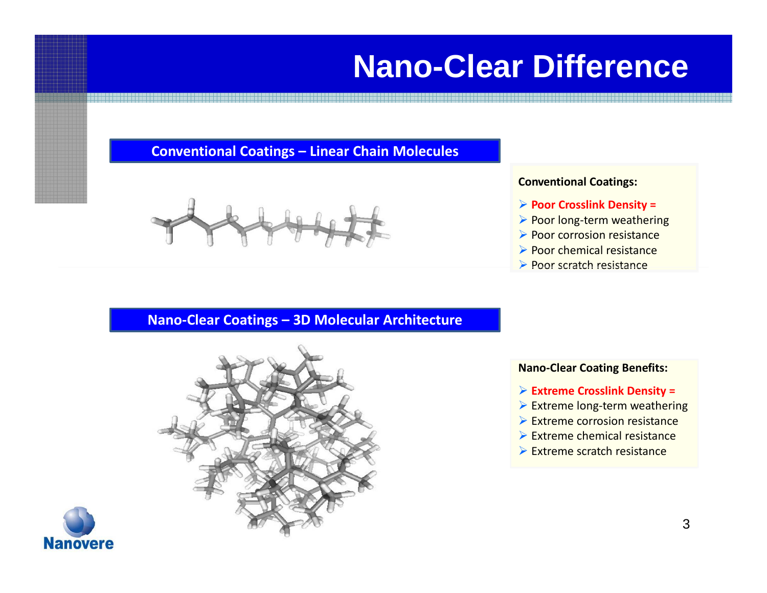# Nano-Clear Difference

## Conventional Coatings – Linear Chain Molecules

**Conventional Coatings:**

- **Poor Crosslink Density =**
- Poor long-term weathering
- Poor corrosion resistance
- Poor chemical resistance
- Poor scratch resistance

## Nano-Clear Coatings – 3D Molecular Architecture

**Nano-Clear Coating Benefits:**

- **Extreme Crosslink Density =**
- Extreme long-term weathering
- Extreme corrosion resistance
- Extreme chemical resistance
- Extreme scratch resistance

Nanovere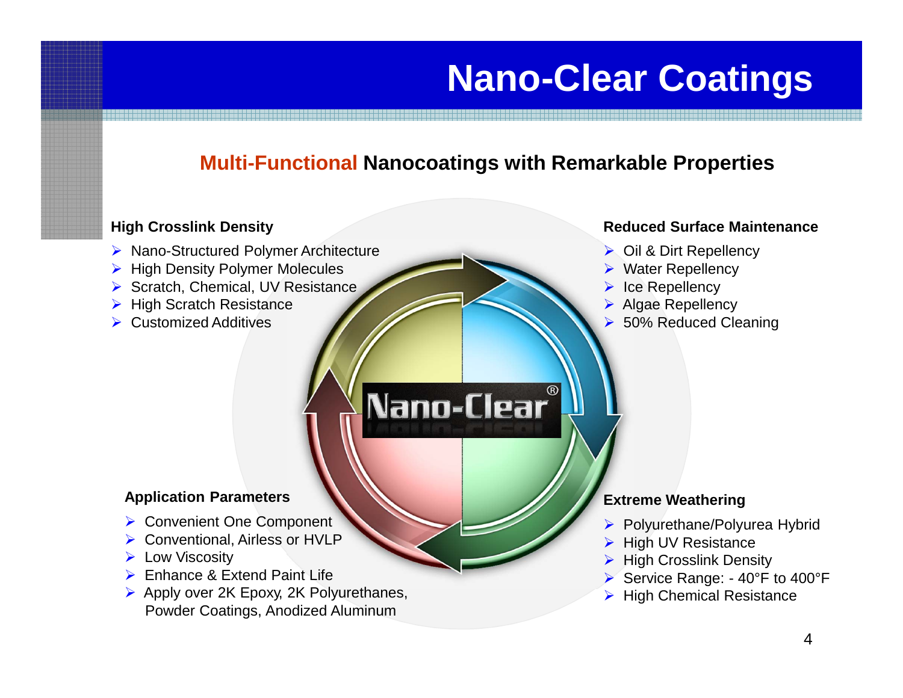# Nano-Clear Coatings

## Multi-Functional Nanocoatings with Remarkable Properties

**High Crosslink Density**

- Nano-Structured Polymer Architecture
- High Density Polymer Molecules
- Scratch, Chemical, UV Resistance
- High Scratch Resistance
- Customized Additives

**Reduced Surface Maintenance**

- Oil & Dirt Repellency
- Water Repellency
- Ice Repellency
- Algae Repellency
- 50% Reduced Cleaning

Nano-Clear®

**Application Parameters**

- Convenient One Component
- Conventional, Airless or HVLP
- Low Viscosity
- Enhance & Extend Paint Life
- Apply over 2K Epoxy, 2K Polyurethanes, Powder Coatings, Anodized Aluminum

**Extreme Weathering**

- Polyurethane/Polyurea Hybrid
- High UV Resistance
- High Crosslink Density
- Service Range: - 40°F to 400°F
- High Chemical Resistance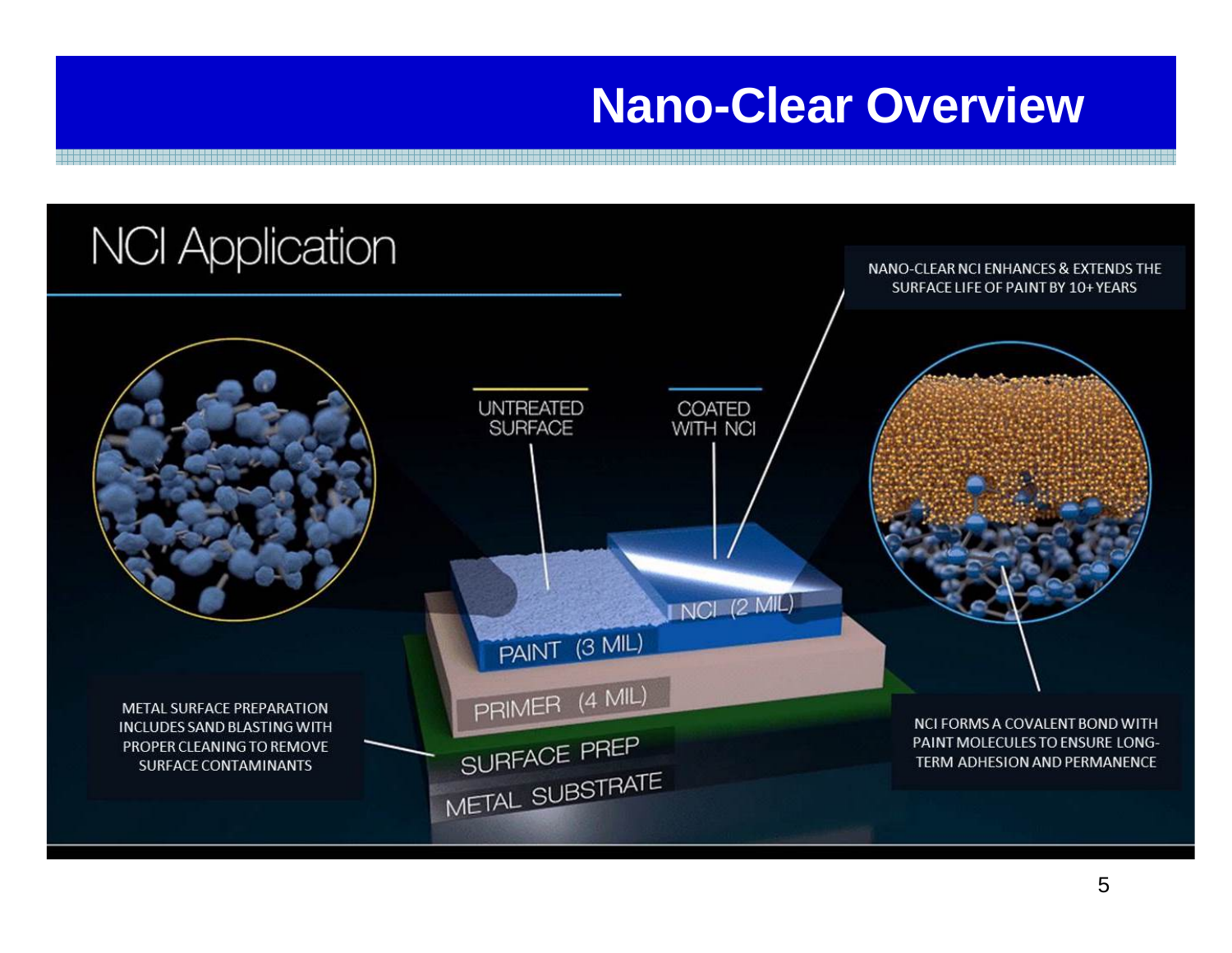# Nano-Clear Overview

## NCI Application

NANO-CLEAR NCI ENHANCES & EXTENDS THE SURFACE LIFE OF PAINT BY 10+ YEARS

UNTREATED SURFACE

COATED WITH NCI

NCI (2 MIL)

PAINT (3 MIL)

PRIMER (4 MIL)

SURFACE PREP

METAL SUBSTRATE

METAL SURFACE PREPARATION INCLUDES SAND BLASTING WITH PROPER CLEANING TO REMOVE SURFACE CONTAMINANTS

NCI FORMS A COVALENT BOND WITH PAINT MOLECULES TO ENSURE LONG-TERM ADHESION AND PERMANENCE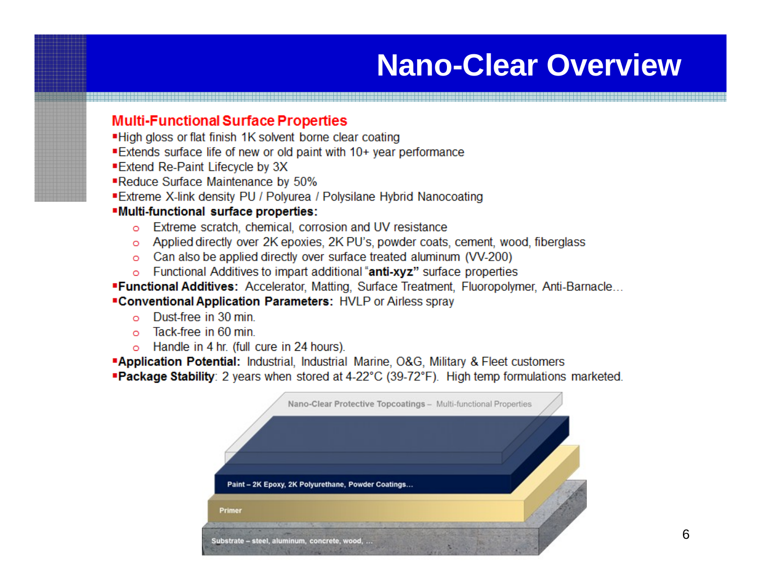# Nano-Clear Overview

## Multi-Functional Surface Properties

- High gloss or flat finish 1K solvent borne clear coating
- Extends surface life of new or old paint with 10+ year performance
- Extend Re-Paint Lifecycle by 3X
- Reduce Surface Maintenance by 50%
- Extreme X-link density PU / Polyurea / Polysilane Hybrid Nanocoating
- **Multi-functional surface properties:**
  - Extreme scratch, chemical, corrosion and UV resistance
  - Applied directly over 2K epoxies, 2K PU's, powder coats, cement, wood, fiberglass
  - Can also be applied directly over surface treated aluminum (VV-200)
  - Functional Additives to impart additional "**anti-xyz"** surface properties
- **Functional Additives:** Accelerator, Matting, Surface Treatment, Fluoropolymer, Anti-Barnacle…
- **Conventional Application Parameters:** HVLP or Airless spray
  - Dust-free in 30 min.
  - Tack-free in 60 min.
  - Handle in 4 hr. (full cure in 24 hours).
- **Application Potential:** Industrial, Industrial Marine, O&G, Military & Fleet customers
- **Package Stability**: 2 years when stored at 4-22°C (39-72°F). High temp formulations marketed.

Nano-Clear Protective Topcoatings – Multi-functional Properties

Paint – 2K Epoxy, 2K Polyurethane, Powder Coatings…

Primer

Substrate – steel, aluminum, concrete, wood, …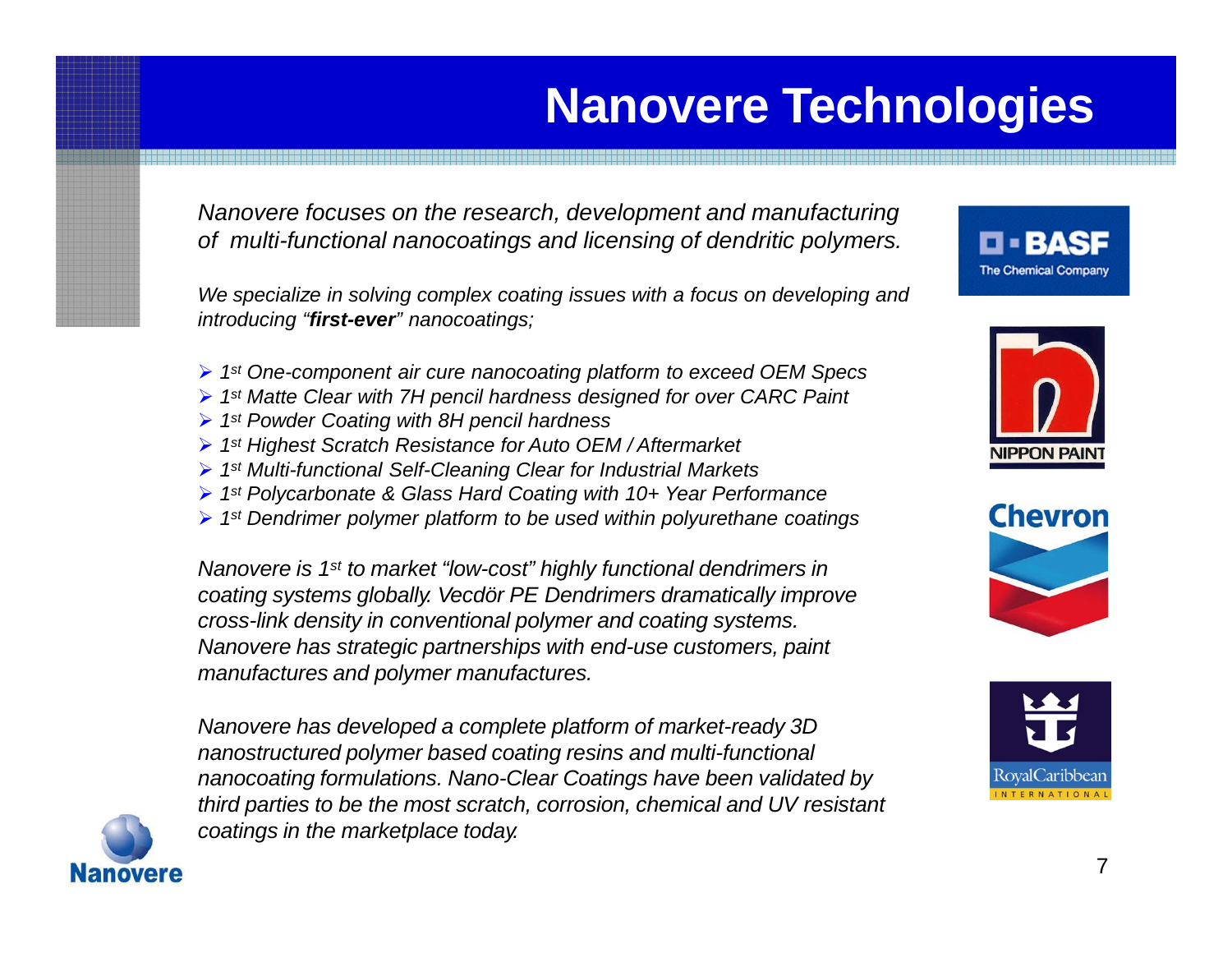# Nanovere Technologies

*Nanovere focuses on the research, development and manufacturing of multi-functional nanocoatings and licensing of dendritic polymers.*

*We specialize in solving complex coating issues with a focus on developing and introducing "**first-ever**" nanocoatings;*

- *1st One-component air cure nanocoating platform to exceed OEM Specs*
- *1st Matte Clear with 7H pencil hardness designed for over CARC Paint*
- *1st Powder Coating with 8H pencil hardness*
- *1st Highest Scratch Resistance for Auto OEM / Aftermarket*
- *1st Multi-functional Self-Cleaning Clear for Industrial Markets*
- *1st Polycarbonate & Glass Hard Coating with 10+ Year Performance*
- *1st Dendrimer polymer platform to be used within polyurethane coatings*

*Nanovere is 1st to market "low-cost" highly functional dendrimers in coating systems globally. Vecdör PE Dendrimers dramatically improve cross-link density in conventional polymer and coating systems. Nanovere has strategic partnerships with end-use customers, paint manufactures and polymer manufactures.*

*Nanovere has developed a complete platform of market-ready 3D nanostructured polymer based coating resins and multi-functional nanocoating formulations. Nano-Clear Coatings have been validated by third parties to be the most scratch, corrosion, chemical and UV resistant coatings in the marketplace today.*

BASF The Chemical Company

NIPPON PAINT

Chevron

RoyalCaribbean INTERNATIONAL

Nanovere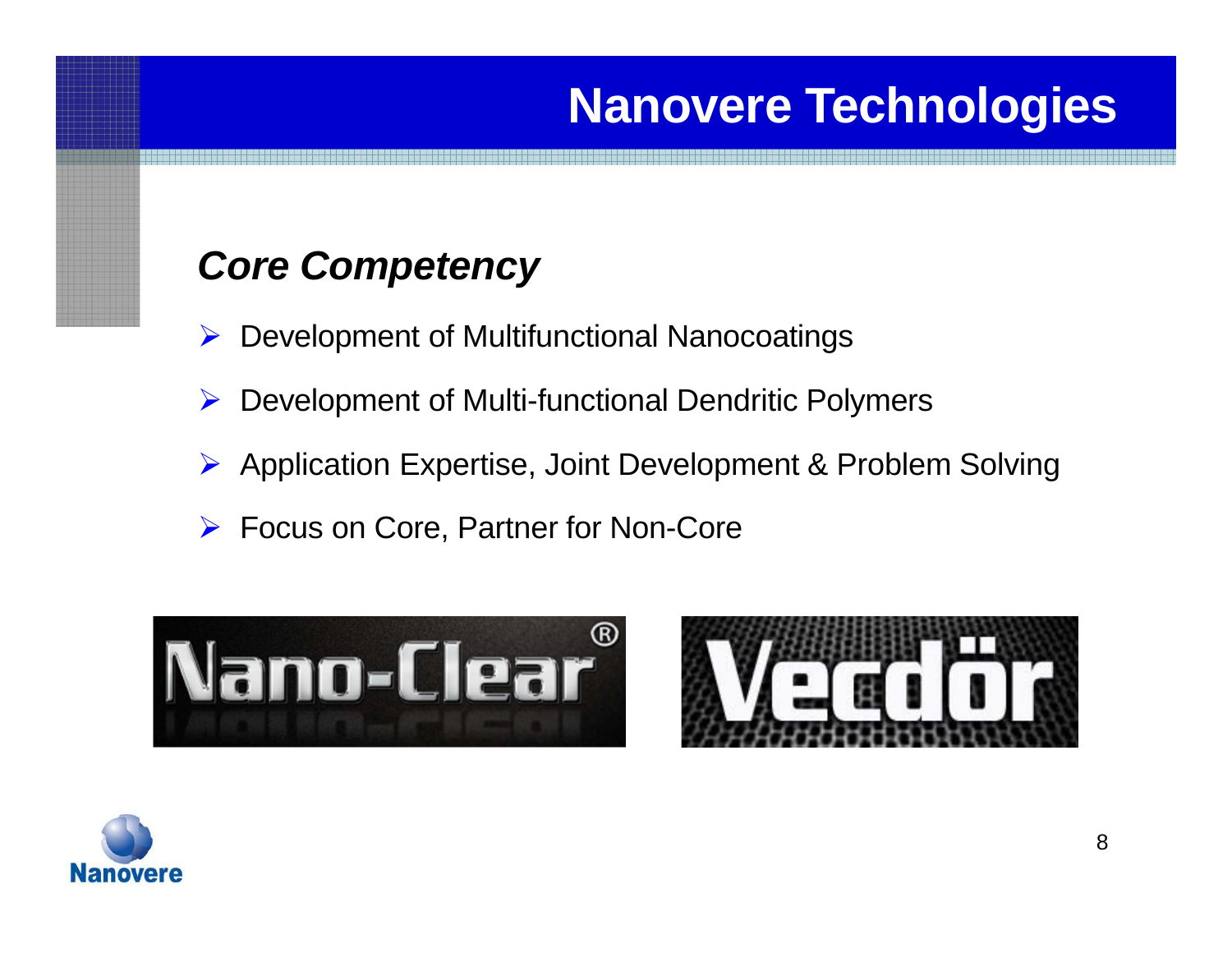# Nanovere Technologies

## *Core Competency*

- Development of Multifunctional Nanocoatings
- Development of Multi-functional Dendritic Polymers
- Application Expertise, Joint Development & Problem Solving
- Focus on Core, Partner for Non-Core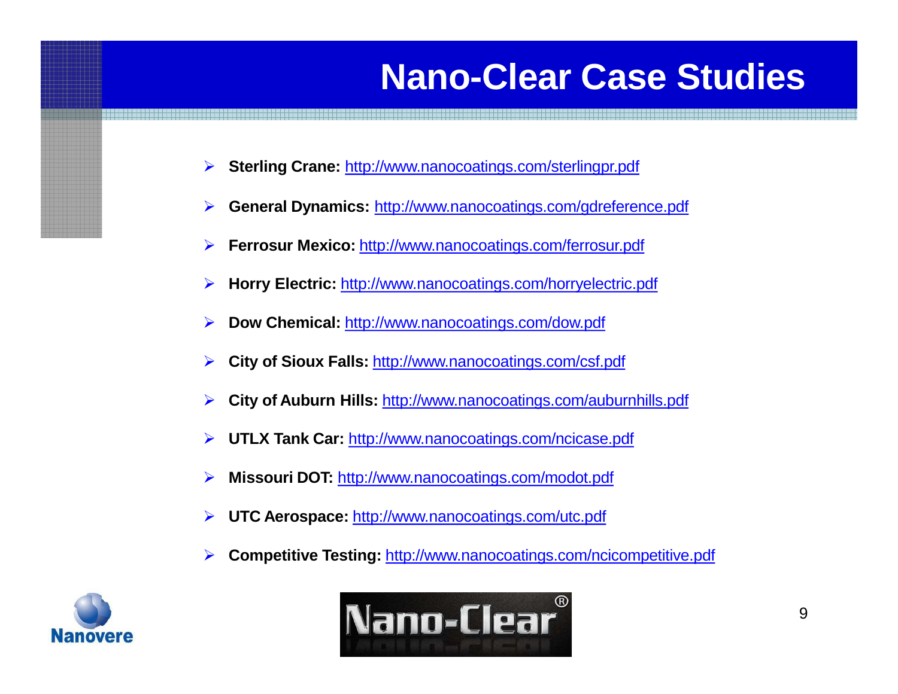# Nano-Clear Case Studies

- **Sterling Crane:** http://www.nanocoatings.com/sterlingpr.pdf
- **General Dynamics:** http://www.nanocoatings.com/gdreference.pdf
- **Ferrosur Mexico:** http://www.nanocoatings.com/ferrosur.pdf
- **Horry Electric:** http://www.nanocoatings.com/horryelectric.pdf
- **Dow Chemical:** http://www.nanocoatings.com/dow.pdf
- **City of Sioux Falls:** http://www.nanocoatings.com/csf.pdf
- **City of Auburn Hills:** http://www.nanocoatings.com/auburnhills.pdf
- **UTLX Tank Car:** http://www.nanocoatings.com/ncicase.pdf
- **Missouri DOT:** http://www.nanocoatings.com/modot.pdf
- **UTC Aerospace:** http://www.nanocoatings.com/utc.pdf
- **Competitive Testing:** http://www.nanocoatings.com/ncicompetitive.pdf

Nanovere

Nano-Clear®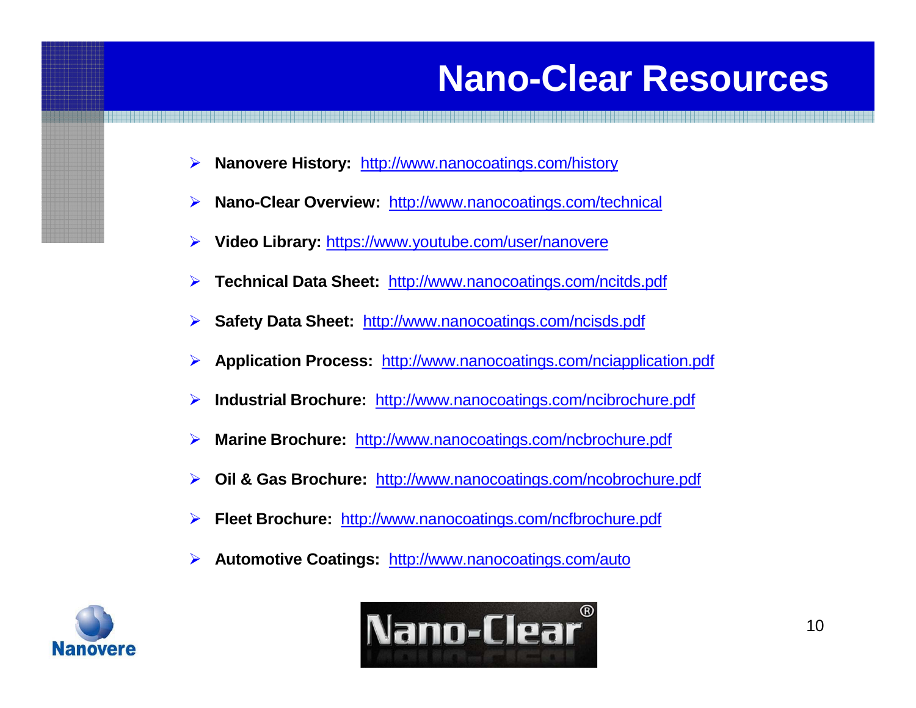# Nano-Clear Resources

- **Nanovere History:** http://www.nanocoatings.com/history
- **Nano-Clear Overview:** http://www.nanocoatings.com/technical
- **Video Library:** https://www.youtube.com/user/nanovere
- **Technical Data Sheet:** http://www.nanocoatings.com/ncitds.pdf
- **Safety Data Sheet:** http://www.nanocoatings.com/ncisds.pdf
- **Application Process:** http://www.nanocoatings.com/nciapplication.pdf
- **Industrial Brochure:** http://www.nanocoatings.com/ncibrochure.pdf
- **Marine Brochure:** http://www.nanocoatings.com/ncbrochure.pdf
- **Oil & Gas Brochure:** http://www.nanocoatings.com/ncobrochure.pdf
- **Fleet Brochure:** http://www.nanocoatings.com/ncfbrochure.pdf
- **Automotive Coatings:** http://www.nanocoatings.com/auto

Nanovere

Nano-Clear®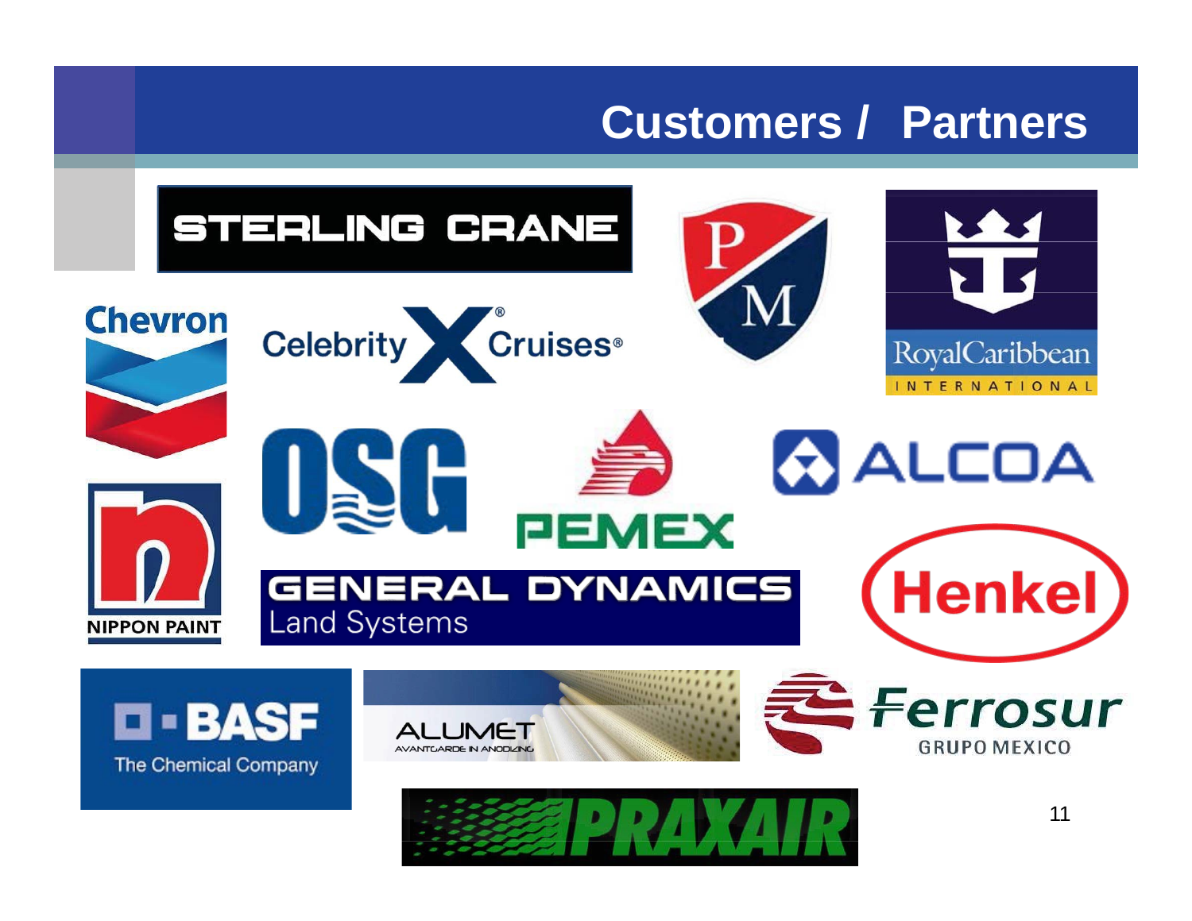# Customers / Partners

STERLING CRANE

Chevron

Celebrity Cruises®

P M

RoyalCaribbean INTERNATIONAL

OSG

PEMEX

ALCOA

NIPPON PAINT

GENERAL DYNAMICS Land Systems

Henkel

BASF The Chemical Company

ALUMET AVANTGARDE IN ANODIZING

Ferrosur GRUPO MEXICO

PRAXAIR